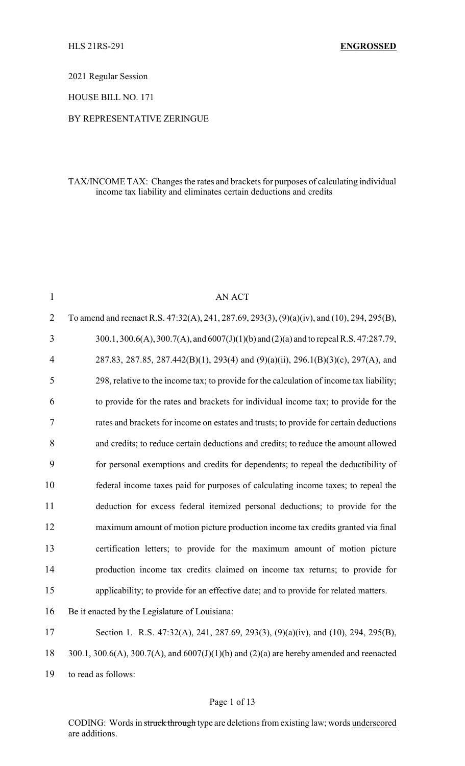HLS 21RS-291 **ENGROSSED**

2021 Regular Session

HOUSE BILL NO. 171

BY REPRESENTATIVE ZERINGUE

TAX/INCOME TAX: Changes the rates and brackets for purposes of calculating individual income tax liability and eliminates certain deductions and credits

AN ACT

To amend and reenact R.S. 47:32(A), 241, 287.69, 293(3), (9)(a)(iv), and (10), 294, 295(B), 300.1, 300.6(A), 300.7(A), and 6007(J)(1)(b) and (2)(a) and to repeal R.S. 47:287.79, 287.83, 287.85, 287.442(B)(1), 293(4) and (9)(a)(ii), 296.1(B)(3)(c), 297(A), and 298, relative to the income tax; to provide for the calculation of income tax liability; to provide for the rates and brackets for individual income tax; to provide for the rates and brackets for income on estates and trusts; to provide for certain deductions and credits; to reduce certain deductions and credits; to reduce the amount allowed for personal exemptions and credits for dependents; to repeal the deductibility of federal income taxes paid for purposes of calculating income taxes; to repeal the deduction for excess federal itemized personal deductions; to provide for the maximum amount of motion picture production income tax credits granted via final certification letters; to provide for the maximum amount of motion picture production income tax credits claimed on income tax returns; to provide for applicability; to provide for an effective date; and to provide for related matters.

Be it enacted by the Legislature of Louisiana:

Section 1. R.S. 47:32(A), 241, 287.69, 293(3), (9)(a)(iv), and (10), 294, 295(B), 300.1, 300.6(A), 300.7(A), and 6007(J)(1)(b) and (2)(a) are hereby amended and reenacted to read as follows:

CODING: Words in ~~struck through~~ type are deletions from existing law; words underscored are additions.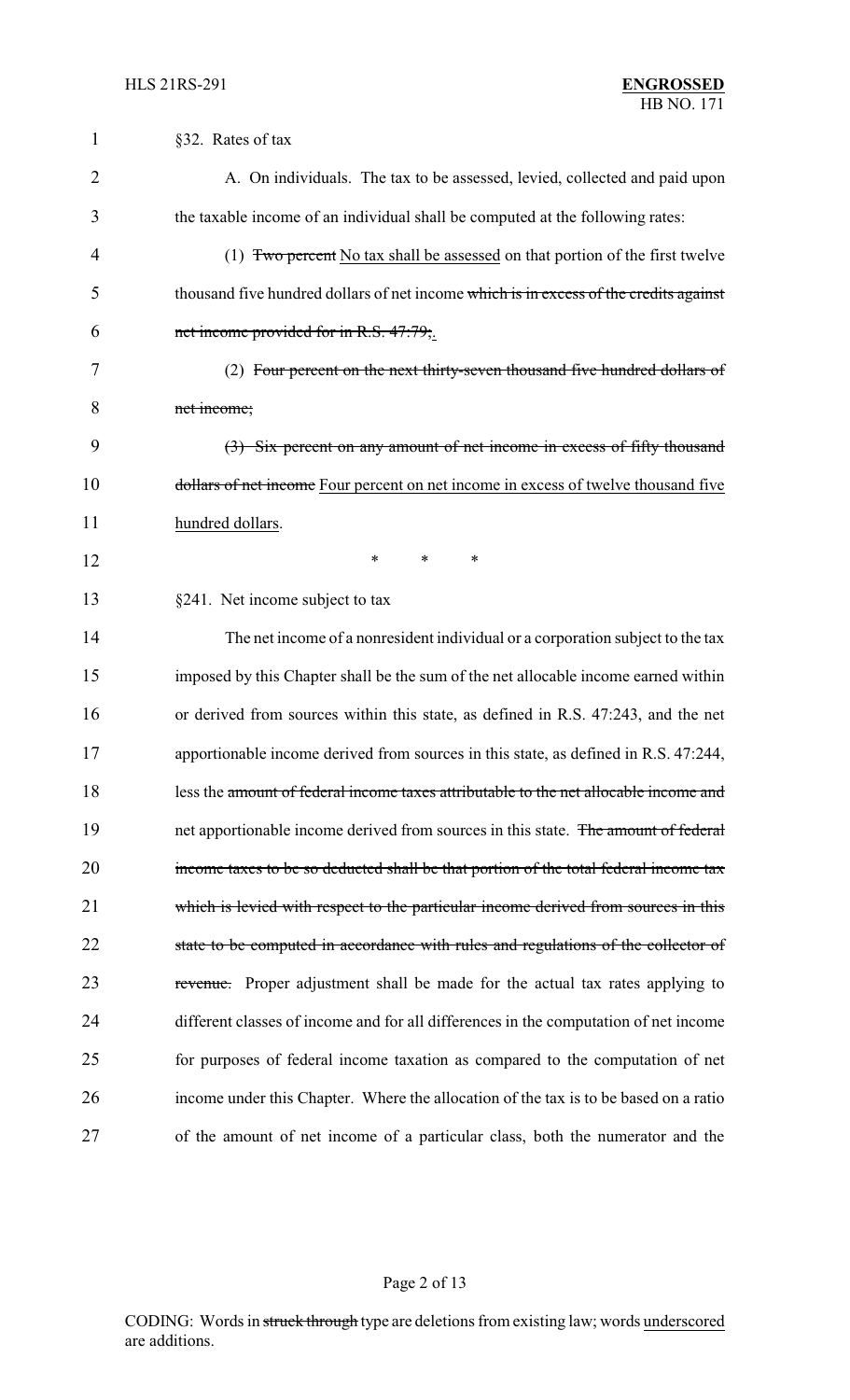§32. Rates of tax

A. On individuals. The tax to be assessed, levied, collected and paid upon the taxable income of an individual shall be computed at the following rates:

(1) ~~Two percent~~ No tax shall be assessed on that portion of the first twelve thousand five hundred dollars of net income ~~which is in excess of the credits against net income provided for in R.S. 47:79;~~.

(2) ~~Four percent on the next thirty-seven thousand five hundred dollars of net income;~~

~~(3) Six percent on any amount of net income in excess of fifty thousand dollars of net income~~ Four percent on net income in excess of twelve thousand five hundred dollars.

\* \* \*

§241. Net income subject to tax

The net income of a nonresident individual or a corporation subject to the tax imposed by this Chapter shall be the sum of the net allocable income earned within or derived from sources within this state, as defined in R.S. 47:243, and the net apportionable income derived from sources in this state, as defined in R.S. 47:244, less the ~~amount of federal income taxes attributable to the net allocable income and net apportionable income derived from sources in this state. The amount of federal income taxes to be so deducted shall be that portion of the total federal income tax which is levied with respect to the particular income derived from sources in this state to be computed in accordance with rules and regulations of the collector of revenue.~~ Proper adjustment shall be made for the actual tax rates applying to different classes of income and for all differences in the computation of net income for purposes of federal income taxation as compared to the computation of net income under this Chapter. Where the allocation of the tax is to be based on a ratio of the amount of net income of a particular class, both the numerator and the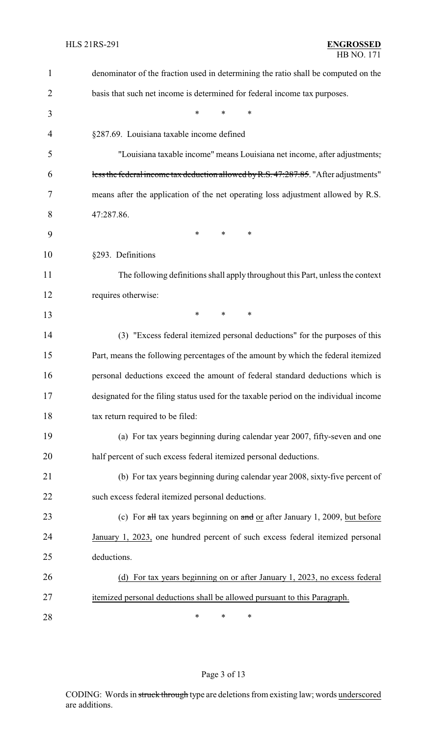denominator of the fraction used in determining the ratio shall be computed on the basis that such net income is determined for federal income tax purposes.

\* \* \*

§287.69. Louisiana taxable income defined

"Louisiana taxable income" means Louisiana net income, after adjustments, ~~less the federal income tax deduction allowed by R.S. 47:287.85~~. "After adjustments" means after the application of the net operating loss adjustment allowed by R.S. 47:287.86.

\* \* \*

§293. Definitions

The following definitions shall apply throughout this Part, unless the context requires otherwise:

\* \* \*

(3) "Excess federal itemized personal deductions" for the purposes of this Part, means the following percentages of the amount by which the federal itemized personal deductions exceed the amount of federal standard deductions which is designated for the filing status used for the taxable period on the individual income tax return required to be filed:

(a) For tax years beginning during calendar year 2007, fifty-seven and one half percent of such excess federal itemized personal deductions.

(b) For tax years beginning during calendar year 2008, sixty-five percent of such excess federal itemized personal deductions.

(c) For ~~all~~ tax years beginning on ~~and~~ <u>or</u> after January 1, 2009, <u>but before January 1, 2023,</u> one hundred percent of such excess federal itemized personal deductions.

<u>(d) For tax years beginning on or after January 1, 2023, no excess federal itemized personal deductions shall be allowed pursuant to this Paragraph.</u>

\* \* \*

CODING: Words in ~~struck through~~ type are deletions from existing law; words <u>underscored</u> are additions.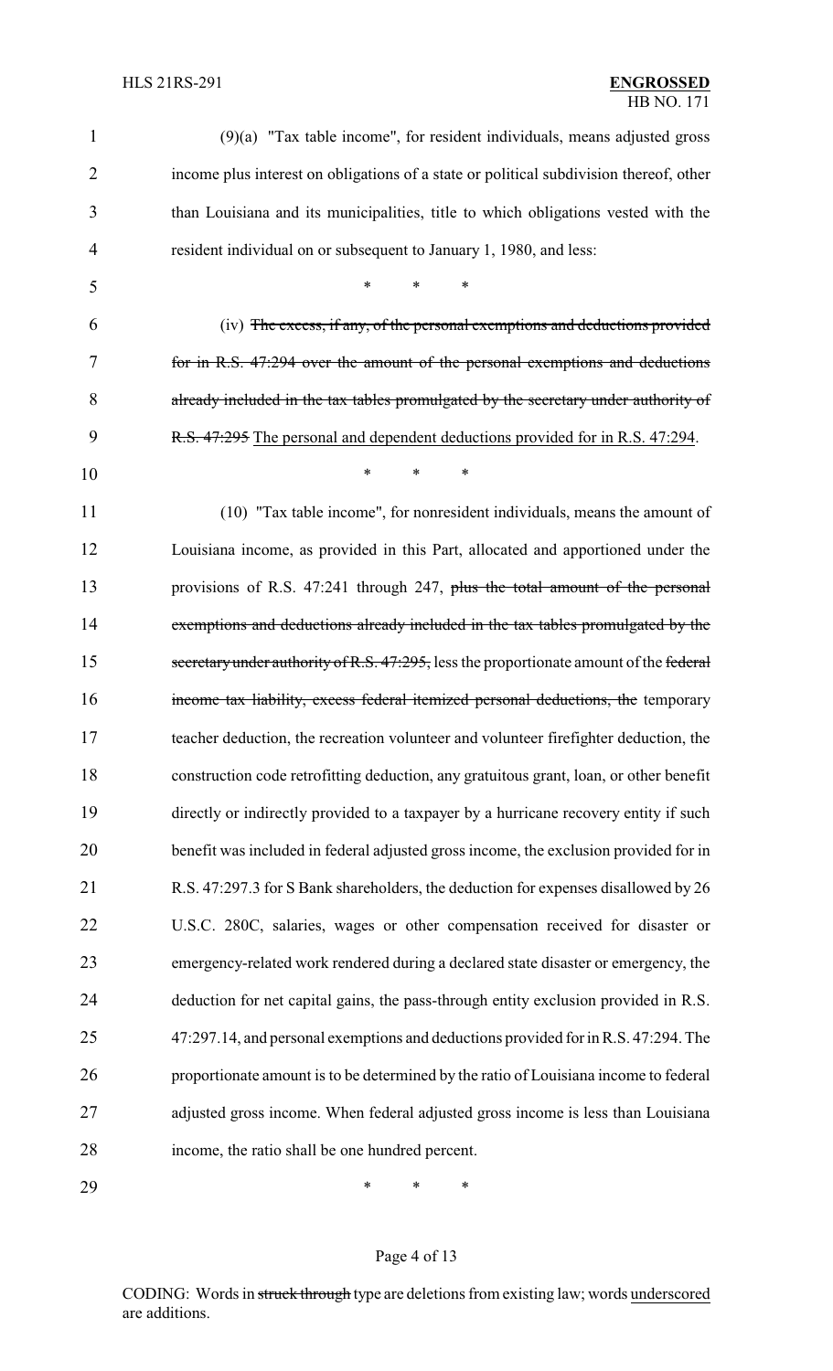(9)(a) "Tax table income", for resident individuals, means adjusted gross income plus interest on obligations of a state or political subdivision thereof, other than Louisiana and its municipalities, title to which obligations vested with the resident individual on or subsequent to January 1, 1980, and less:

\* \* \*

(iv) ~~The excess, if any, of the personal exemptions and deductions provided for in R.S. 47:294 over the amount of the personal exemptions and deductions already included in the tax tables promulgated by the secretary under authority of R.S. 47:295~~ <u>The personal and dependent deductions provided for in R.S. 47:294</u>.

\* \* \*

(10) "Tax table income", for nonresident individuals, means the amount of Louisiana income, as provided in this Part, allocated and apportioned under the provisions of R.S. 47:241 through 247, ~~plus the total amount of the personal exemptions and deductions already included in the tax tables promulgated by the secretary under authority of R.S. 47:295,~~ less the proportionate amount of the ~~federal income tax liability, excess federal itemized personal deductions, the~~ temporary teacher deduction, the recreation volunteer and volunteer firefighter deduction, the construction code retrofitting deduction, any gratuitous grant, loan, or other benefit directly or indirectly provided to a taxpayer by a hurricane recovery entity if such benefit was included in federal adjusted gross income, the exclusion provided for in R.S. 47:297.3 for S Bank shareholders, the deduction for expenses disallowed by 26 U.S.C. 280C, salaries, wages or other compensation received for disaster or emergency-related work rendered during a declared state disaster or emergency, the deduction for net capital gains, the pass-through entity exclusion provided in R.S. 47:297.14, and personal exemptions and deductions provided for in R.S. 47:294. The proportionate amount is to be determined by the ratio of Louisiana income to federal adjusted gross income. When federal adjusted gross income is less than Louisiana income, the ratio shall be one hundred percent.

\* \* \*

CODING: Words in ~~struck through~~ type are deletions from existing law; words <u>underscored</u> are additions.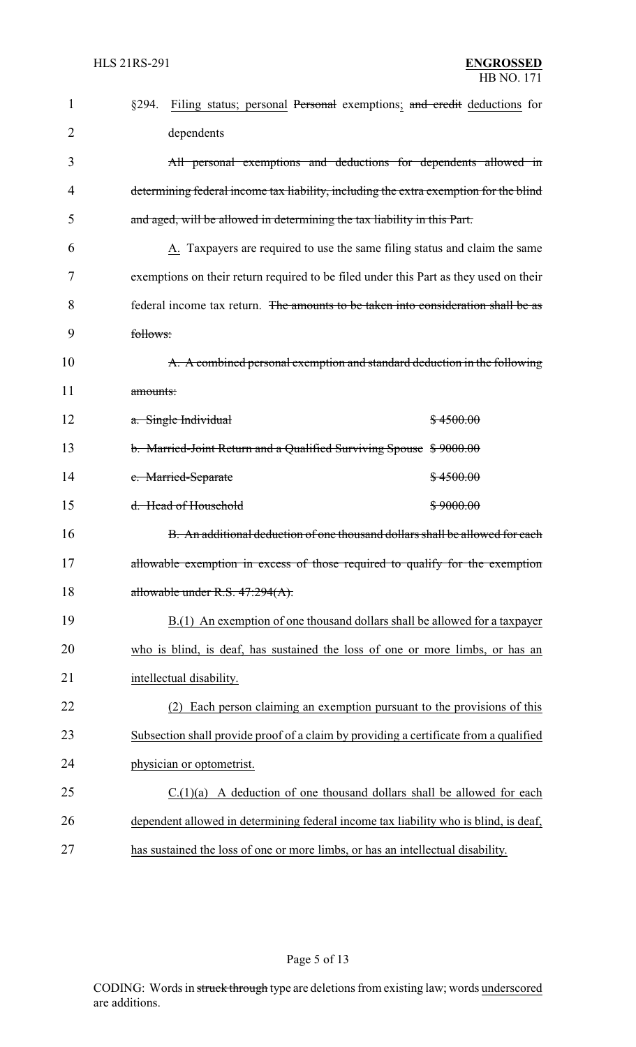§294. <u>Filing status; personal</u> ~~Personal~~ exemptions<u>;</u> ~~and credit~~ <u>deductions</u> for dependents

~~All personal exemptions and deductions for dependents allowed in determining federal income tax liability, including the extra exemption for the blind and aged, will be allowed in determining the tax liability in this Part.~~

<u>A.</u> Taxpayers are required to use the same filing status and claim the same exemptions on their return required to be filed under this Part as they used on their federal income tax return. ~~The amounts to be taken into consideration shall be as follows:~~

~~A. A combined personal exemption and standard deduction in the following amounts:~~

| | |
|---|---|
| ~~a. Single Individual~~ | ~~$4500.00~~ |
| ~~b. Married-Joint Return and a Qualified Surviving Spouse~~ | ~~$9000.00~~ |
| ~~c. Married-Separate~~ | ~~$4500.00~~ |
| ~~d. Head of Household~~ | ~~$9000.00~~ |

~~B. An additional deduction of one thousand dollars shall be allowed for each allowable exemption in excess of those required to qualify for the exemption allowable under R.S. 47:294(A).~~

<u>B.(1) An exemption of one thousand dollars shall be allowed for a taxpayer who is blind, is deaf, has sustained the loss of one or more limbs, or has an intellectual disability.</u>

<u>(2) Each person claiming an exemption pursuant to the provisions of this Subsection shall provide proof of a claim by providing a certificate from a qualified physician or optometrist.</u>

<u>C.(1)(a) A deduction of one thousand dollars shall be allowed for each dependent allowed in determining federal income tax liability who is blind, is deaf, has sustained the loss of one or more limbs, or has an intellectual disability.</u>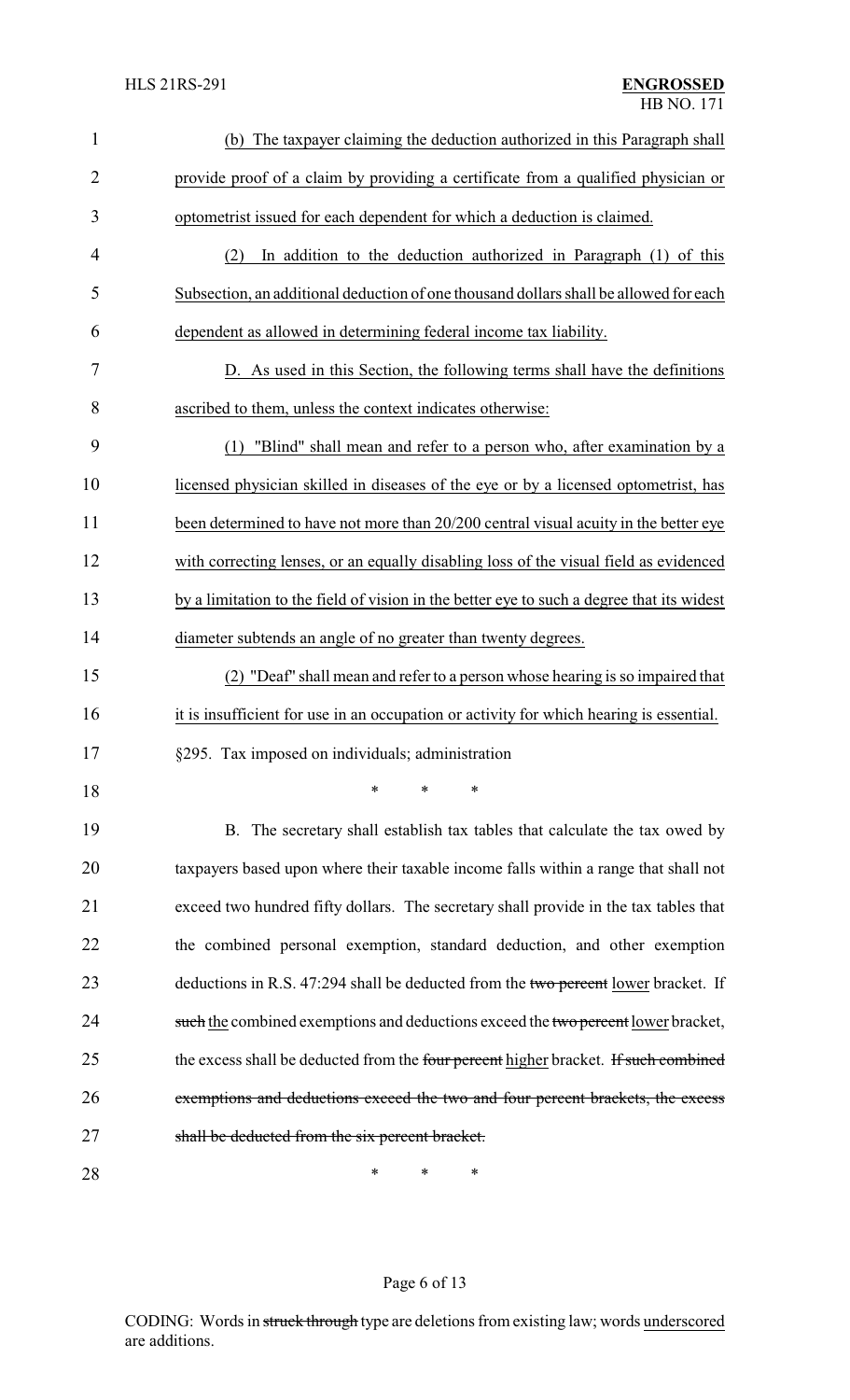(b) The taxpayer claiming the deduction authorized in this Paragraph shall provide proof of a claim by providing a certificate from a qualified physician or optometrist issued for each dependent for which a deduction is claimed.

(2) In addition to the deduction authorized in Paragraph (1) of this Subsection, an additional deduction of one thousand dollars shall be allowed for each dependent as allowed in determining federal income tax liability.

D. As used in this Section, the following terms shall have the definitions ascribed to them, unless the context indicates otherwise:

(1) "Blind" shall mean and refer to a person who, after examination by a licensed physician skilled in diseases of the eye or by a licensed optometrist, has been determined to have not more than 20/200 central visual acuity in the better eye with correcting lenses, or an equally disabling loss of the visual field as evidenced by a limitation to the field of vision in the better eye to such a degree that its widest diameter subtends an angle of no greater than twenty degrees.

(2) "Deaf" shall mean and refer to a person whose hearing is so impaired that it is insufficient for use in an occupation or activity for which hearing is essential.

§295. Tax imposed on individuals; administration

\* \* \*

B. The secretary shall establish tax tables that calculate the tax owed by taxpayers based upon where their taxable income falls within a range that shall not exceed two hundred fifty dollars. The secretary shall provide in the tax tables that the combined personal exemption, standard deduction, and other exemption deductions in R.S. 47:294 shall be deducted from the ~~two percent~~ lower bracket. If ~~such~~ the combined exemptions and deductions exceed the ~~two percent~~ lower bracket, the excess shall be deducted from the ~~four percent~~ higher bracket. ~~If such combined exemptions and deductions exceed the two and four percent brackets, the excess shall be deducted from the six percent bracket.~~

\* \* \*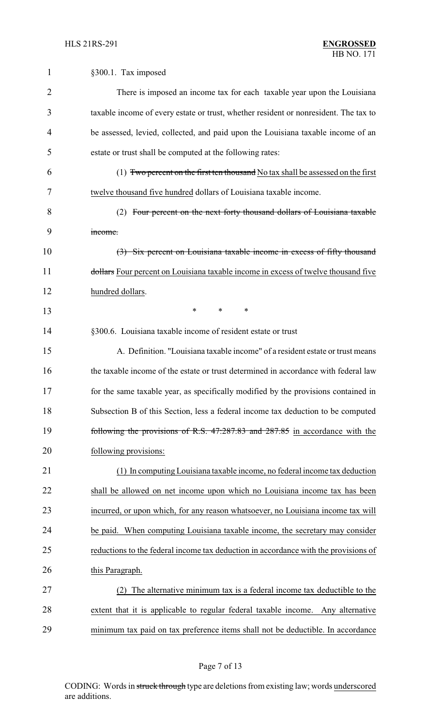§300.1. Tax imposed

There is imposed an income tax for each taxable year upon the Louisiana taxable income of every estate or trust, whether resident or nonresident. The tax to be assessed, levied, collected, and paid upon the Louisiana taxable income of an estate or trust shall be computed at the following rates:

(1) ~~Two percent on the first ten thousand~~ No tax shall be assessed on the first twelve thousand five hundred dollars of Louisiana taxable income.

(2) ~~Four percent on the next forty thousand dollars of Louisiana taxable income.~~

~~(3) Six percent on Louisiana taxable income in excess of fifty thousand dollars~~ Four percent on Louisiana taxable income in excess of twelve thousand five hundred dollars.

\* \* \*

§300.6. Louisiana taxable income of resident estate or trust

A. Definition. "Louisiana taxable income" of a resident estate or trust means the taxable income of the estate or trust determined in accordance with federal law for the same taxable year, as specifically modified by the provisions contained in Subsection B of this Section, less a federal income tax deduction to be computed ~~following the provisions of R.S. 47:287.83 and 287.85~~ in accordance with the following provisions:

(1) In computing Louisiana taxable income, no federal income tax deduction shall be allowed on net income upon which no Louisiana income tax has been incurred, or upon which, for any reason whatsoever, no Louisiana income tax will be paid. When computing Louisiana taxable income, the secretary may consider reductions to the federal income tax deduction in accordance with the provisions of this Paragraph.

(2) The alternative minimum tax is a federal income tax deductible to the extent that it is applicable to regular federal taxable income. Any alternative minimum tax paid on tax preference items shall not be deductible. In accordance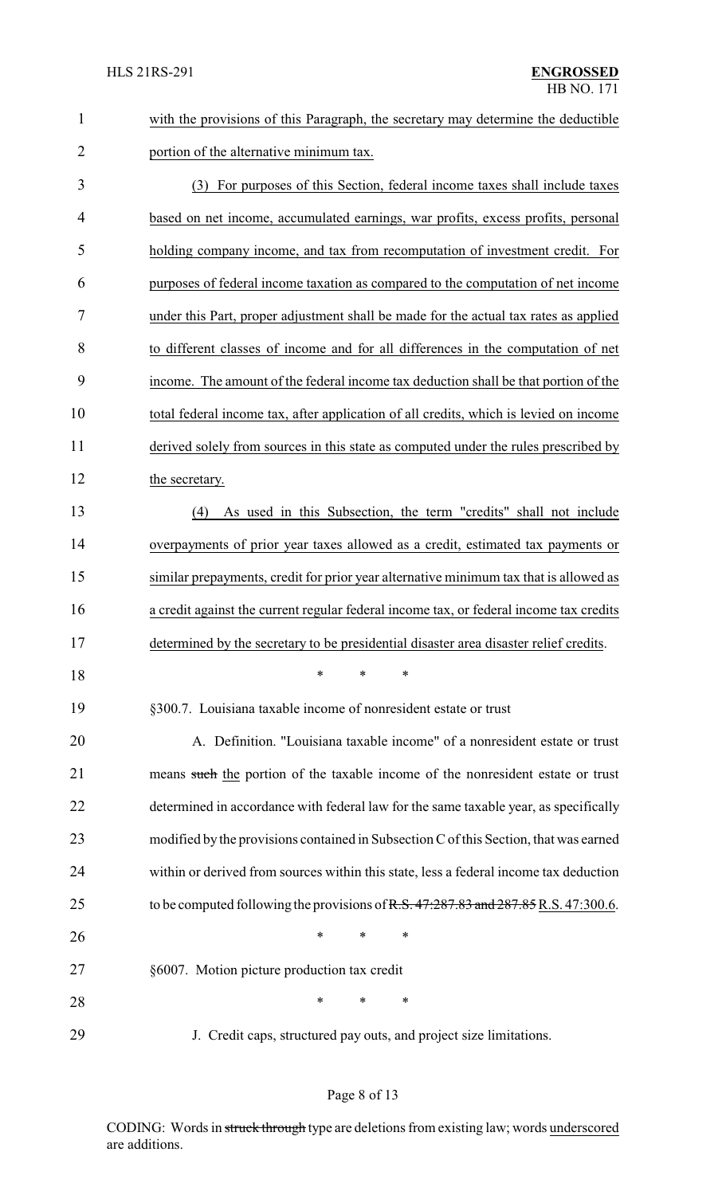with the provisions of this Paragraph, the secretary may determine the deductible portion of the alternative minimum tax.

(3) For purposes of this Section, federal income taxes shall include taxes based on net income, accumulated earnings, war profits, excess profits, personal holding company income, and tax from recomputation of investment credit. For purposes of federal income taxation as compared to the computation of net income under this Part, proper adjustment shall be made for the actual tax rates as applied to different classes of income and for all differences in the computation of net income. The amount of the federal income tax deduction shall be that portion of the total federal income tax, after application of all credits, which is levied on income derived solely from sources in this state as computed under the rules prescribed by the secretary.

(4) As used in this Subsection, the term "credits" shall not include overpayments of prior year taxes allowed as a credit, estimated tax payments or similar prepayments, credit for prior year alternative minimum tax that is allowed as a credit against the current regular federal income tax, or federal income tax credits determined by the secretary to be presidential disaster area disaster relief credits.

\* \* \*

§300.7. Louisiana taxable income of nonresident estate or trust

A. Definition. "Louisiana taxable income" of a nonresident estate or trust means ~~such~~ the portion of the taxable income of the nonresident estate or trust determined in accordance with federal law for the same taxable year, as specifically modified by the provisions contained in Subsection C of this Section, that was earned within or derived from sources within this state, less a federal income tax deduction to be computed following the provisions of ~~R.S. 47:287.83 and 287.85~~ R.S. 47:300.6.

\* \* \*

§6007. Motion picture production tax credit

\* \* \*

J. Credit caps, structured pay outs, and project size limitations.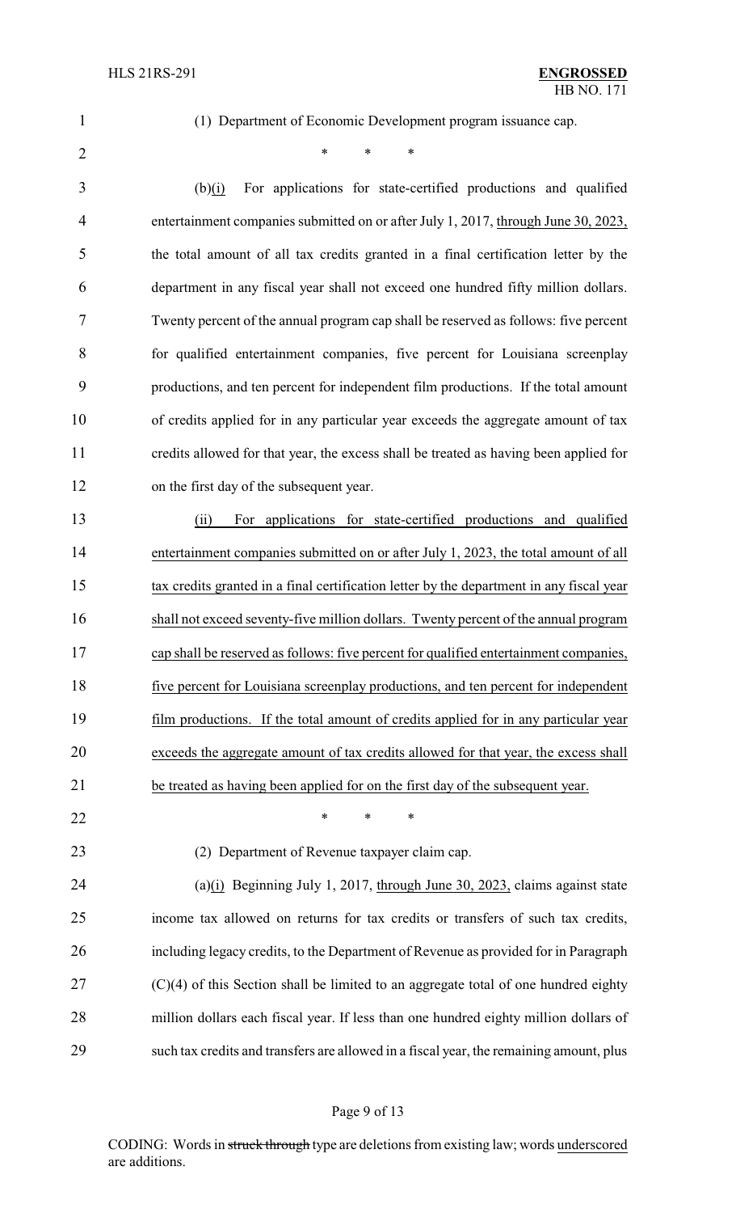(1) Department of Economic Development program issuance cap.

\* \* \*

(b)(i) For applications for state-certified productions and qualified entertainment companies submitted on or after July 1, 2017, through June 30, 2023, the total amount of all tax credits granted in a final certification letter by the department in any fiscal year shall not exceed one hundred fifty million dollars. Twenty percent of the annual program cap shall be reserved as follows: five percent for qualified entertainment companies, five percent for Louisiana screenplay productions, and ten percent for independent film productions. If the total amount of credits applied for in any particular year exceeds the aggregate amount of tax credits allowed for that year, the excess shall be treated as having been applied for on the first day of the subsequent year.

(ii) For applications for state-certified productions and qualified entertainment companies submitted on or after July 1, 2023, the total amount of all tax credits granted in a final certification letter by the department in any fiscal year shall not exceed seventy-five million dollars. Twenty percent of the annual program cap shall be reserved as follows: five percent for qualified entertainment companies, five percent for Louisiana screenplay productions, and ten percent for independent film productions. If the total amount of credits applied for in any particular year exceeds the aggregate amount of tax credits allowed for that year, the excess shall be treated as having been applied for on the first day of the subsequent year.

\* \* \*

(2) Department of Revenue taxpayer claim cap.

(a)(i) Beginning July 1, 2017, through June 30, 2023, claims against state income tax allowed on returns for tax credits or transfers of such tax credits, including legacy credits, to the Department of Revenue as provided for in Paragraph (C)(4) of this Section shall be limited to an aggregate total of one hundred eighty million dollars each fiscal year. If less than one hundred eighty million dollars of such tax credits and transfers are allowed in a fiscal year, the remaining amount, plus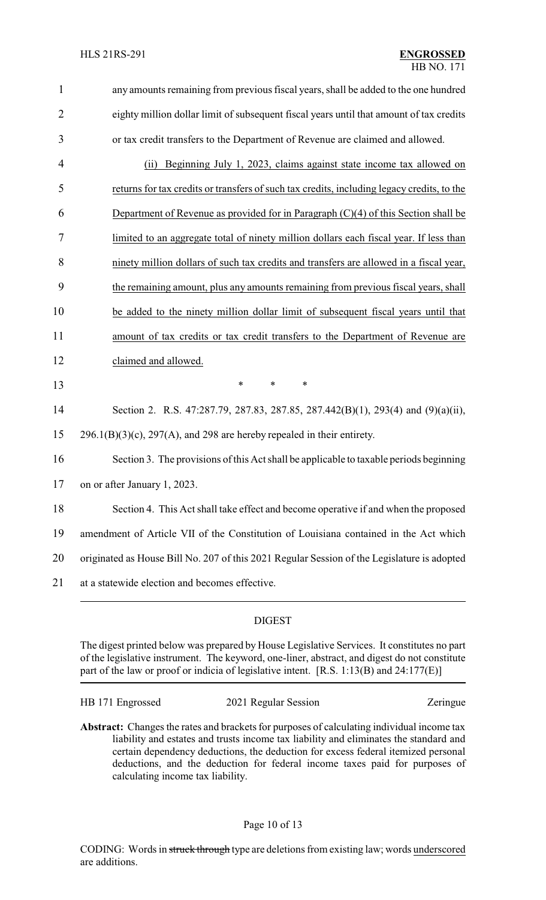any amounts remaining from previous fiscal years, shall be added to the one hundred eighty million dollar limit of subsequent fiscal years until that amount of tax credits or tax credit transfers to the Department of Revenue are claimed and allowed.

(ii) Beginning July 1, 2023, claims against state income tax allowed on returns for tax credits or transfers of such tax credits, including legacy credits, to the Department of Revenue as provided for in Paragraph (C)(4) of this Section shall be limited to an aggregate total of ninety million dollars each fiscal year. If less than ninety million dollars of such tax credits and transfers are allowed in a fiscal year, the remaining amount, plus any amounts remaining from previous fiscal years, shall be added to the ninety million dollar limit of subsequent fiscal years until that amount of tax credits or tax credit transfers to the Department of Revenue are claimed and allowed.

\* \* \*

Section 2. R.S. 47:287.79, 287.83, 287.85, 287.442(B)(1), 293(4) and (9)(a)(ii), 296.1(B)(3)(c), 297(A), and 298 are hereby repealed in their entirety.

Section 3. The provisions of this Act shall be applicable to taxable periods beginning on or after January 1, 2023.

Section 4. This Act shall take effect and become operative if and when the proposed amendment of Article VII of the Constitution of Louisiana contained in the Act which originated as House Bill No. 207 of this 2021 Regular Session of the Legislature is adopted at a statewide election and becomes effective.

## DIGEST

The digest printed below was prepared by House Legislative Services. It constitutes no part of the legislative instrument. The keyword, one-liner, abstract, and digest do not constitute part of the law or proof or indicia of legislative intent. [R.S. 1:13(B) and 24:177(E)]

HB 171 Engrossed | 2021 Regular Session | Zeringue

**Abstract:** Changes the rates and brackets for purposes of calculating individual income tax liability and estates and trusts income tax liability and eliminates the standard and certain dependency deductions, the deduction for excess federal itemized personal deductions, and the deduction for federal income taxes paid for purposes of calculating income tax liability.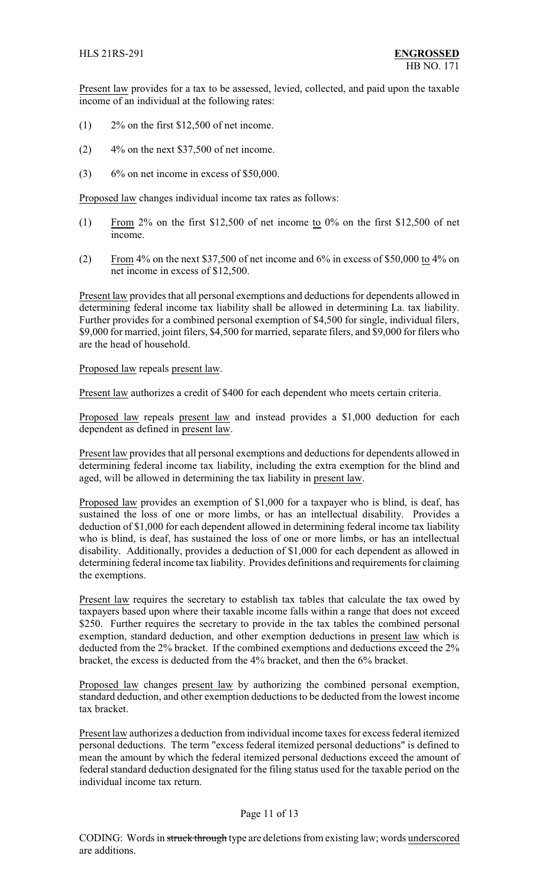Present law provides for a tax to be assessed, levied, collected, and paid upon the taxable income of an individual at the following rates:

(1) 2% on the first $12,500 of net income.

(2) 4% on the next $37,500 of net income.

(3) 6% on net income in excess of $50,000.

Proposed law changes individual income tax rates as follows:

(1) From 2% on the first $12,500 of net income to 0% on the first $12,500 of net income.

(2) From 4% on the next $37,500 of net income and 6% in excess of $50,000 to 4% on net income in excess of $12,500.

Present law provides that all personal exemptions and deductions for dependents allowed in determining federal income tax liability shall be allowed in determining La. tax liability. Further provides for a combined personal exemption of $4,500 for single, individual filers, $9,000 for married, joint filers, $4,500 for married, separate filers, and $9,000 for filers who are the head of household.

Proposed law repeals present law.

Present law authorizes a credit of $400 for each dependent who meets certain criteria.

Proposed law repeals present law and instead provides a $1,000 deduction for each dependent as defined in present law.

Present law provides that all personal exemptions and deductions for dependents allowed in determining federal income tax liability, including the extra exemption for the blind and aged, will be allowed in determining the tax liability in present law.

Proposed law provides an exemption of $1,000 for a taxpayer who is blind, is deaf, has sustained the loss of one or more limbs, or has an intellectual disability. Provides a deduction of $1,000 for each dependent allowed in determining federal income tax liability who is blind, is deaf, has sustained the loss of one or more limbs, or has an intellectual disability. Additionally, provides a deduction of $1,000 for each dependent as allowed in determining federal income tax liability. Provides definitions and requirements for claiming the exemptions.

Present law requires the secretary to establish tax tables that calculate the tax owed by taxpayers based upon where their taxable income falls within a range that does not exceed $250. Further requires the secretary to provide in the tax tables the combined personal exemption, standard deduction, and other exemption deductions in present law which is deducted from the 2% bracket. If the combined exemptions and deductions exceed the 2% bracket, the excess is deducted from the 4% bracket, and then the 6% bracket.

Proposed law changes present law by authorizing the combined personal exemption, standard deduction, and other exemption deductions to be deducted from the lowest income tax bracket.

Present law authorizes a deduction from individual income taxes for excess federal itemized personal deductions. The term "excess federal itemized personal deductions" is defined to mean the amount by which the federal itemized personal deductions exceed the amount of federal standard deduction designated for the filing status used for the taxable period on the individual income tax return.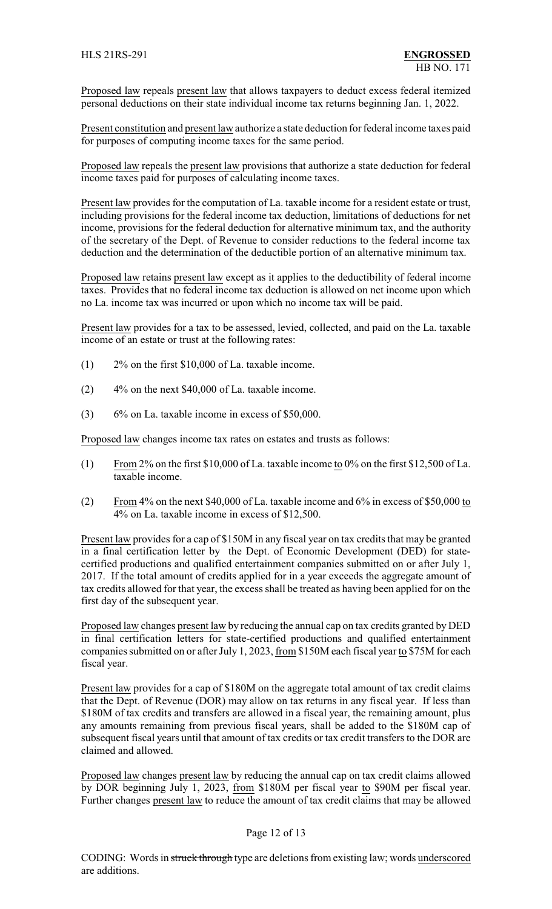Proposed law repeals present law that allows taxpayers to deduct excess federal itemized personal deductions on their state individual income tax returns beginning Jan. 1, 2022.

Present constitution and present law authorize a state deduction for federal income taxes paid for purposes of computing income taxes for the same period.

Proposed law repeals the present law provisions that authorize a state deduction for federal income taxes paid for purposes of calculating income taxes.

Present law provides for the computation of La. taxable income for a resident estate or trust, including provisions for the federal income tax deduction, limitations of deductions for net income, provisions for the federal deduction for alternative minimum tax, and the authority of the secretary of the Dept. of Revenue to consider reductions to the federal income tax deduction and the determination of the deductible portion of an alternative minimum tax.

Proposed law retains present law except as it applies to the deductibility of federal income taxes. Provides that no federal income tax deduction is allowed on net income upon which no La. income tax was incurred or upon which no income tax will be paid.

Present law provides for a tax to be assessed, levied, collected, and paid on the La. taxable income of an estate or trust at the following rates:

(1) 2% on the first $10,000 of La. taxable income.

(2) 4% on the next $40,000 of La. taxable income.

(3) 6% on La. taxable income in excess of $50,000.

Proposed law changes income tax rates on estates and trusts as follows:

(1) From 2% on the first $10,000 of La. taxable income to 0% on the first $12,500 of La. taxable income.

(2) From 4% on the next $40,000 of La. taxable income and 6% in excess of $50,000 to 4% on La. taxable income in excess of $12,500.

Present law provides for a cap of $150M in any fiscal year on tax credits that may be granted in a final certification letter by the Dept. of Economic Development (DED) for state-certified productions and qualified entertainment companies submitted on or after July 1, 2017. If the total amount of credits applied for in a year exceeds the aggregate amount of tax credits allowed for that year, the excess shall be treated as having been applied for on the first day of the subsequent year.

Proposed law changes present law by reducing the annual cap on tax credits granted by DED in final certification letters for state-certified productions and qualified entertainment companies submitted on or after July 1, 2023, from $150M each fiscal year to $75M for each fiscal year.

Present law provides for a cap of $180M on the aggregate total amount of tax credit claims that the Dept. of Revenue (DOR) may allow on tax returns in any fiscal year. If less than $180M of tax credits and transfers are allowed in a fiscal year, the remaining amount, plus any amounts remaining from previous fiscal years, shall be added to the $180M cap of subsequent fiscal years until that amount of tax credits or tax credit transfers to the DOR are claimed and allowed.

Proposed law changes present law by reducing the annual cap on tax credit claims allowed by DOR beginning July 1, 2023, from $180M per fiscal year to $90M per fiscal year. Further changes present law to reduce the amount of tax credit claims that may be allowed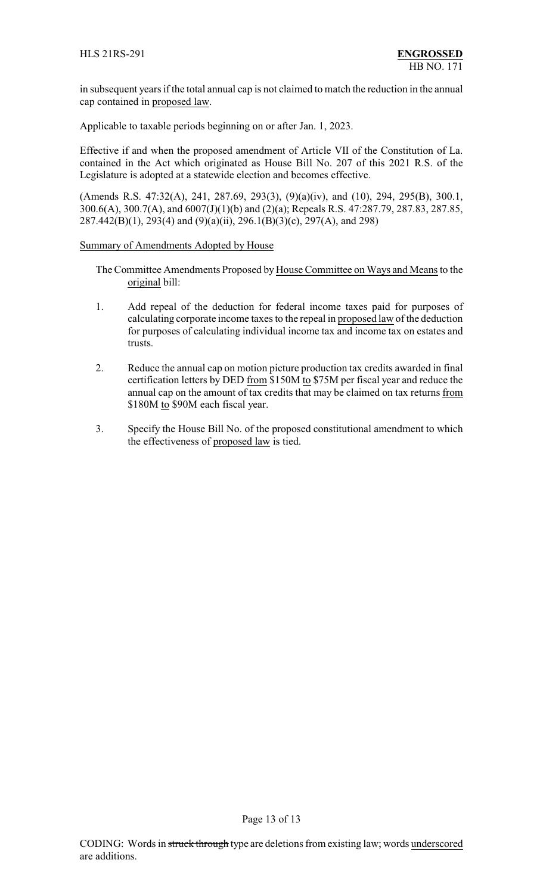in subsequent years if the total annual cap is not claimed to match the reduction in the annual cap contained in proposed law.

Applicable to taxable periods beginning on or after Jan. 1, 2023.

Effective if and when the proposed amendment of Article VII of the Constitution of La. contained in the Act which originated as House Bill No. 207 of this 2021 R.S. of the Legislature is adopted at a statewide election and becomes effective.

(Amends R.S. 47:32(A), 241, 287.69, 293(3), (9)(a)(iv), and (10), 294, 295(B), 300.1, 300.6(A), 300.7(A), and 6007(J)(1)(b) and (2)(a); Repeals R.S. 47:287.79, 287.83, 287.85, 287.442(B)(1), 293(4) and (9)(a)(ii), 296.1(B)(3)(c), 297(A), and 298)

Summary of Amendments Adopted by House

The Committee Amendments Proposed by House Committee on Ways and Means to the original bill:

1. Add repeal of the deduction for federal income taxes paid for purposes of calculating corporate income taxes to the repeal in proposed law of the deduction for purposes of calculating individual income tax and income tax on estates and trusts.

2. Reduce the annual cap on motion picture production tax credits awarded in final certification letters by DED from $150M to $75M per fiscal year and reduce the annual cap on the amount of tax credits that may be claimed on tax returns from $180M to $90M each fiscal year.

3. Specify the House Bill No. of the proposed constitutional amendment to which the effectiveness of proposed law is tied.